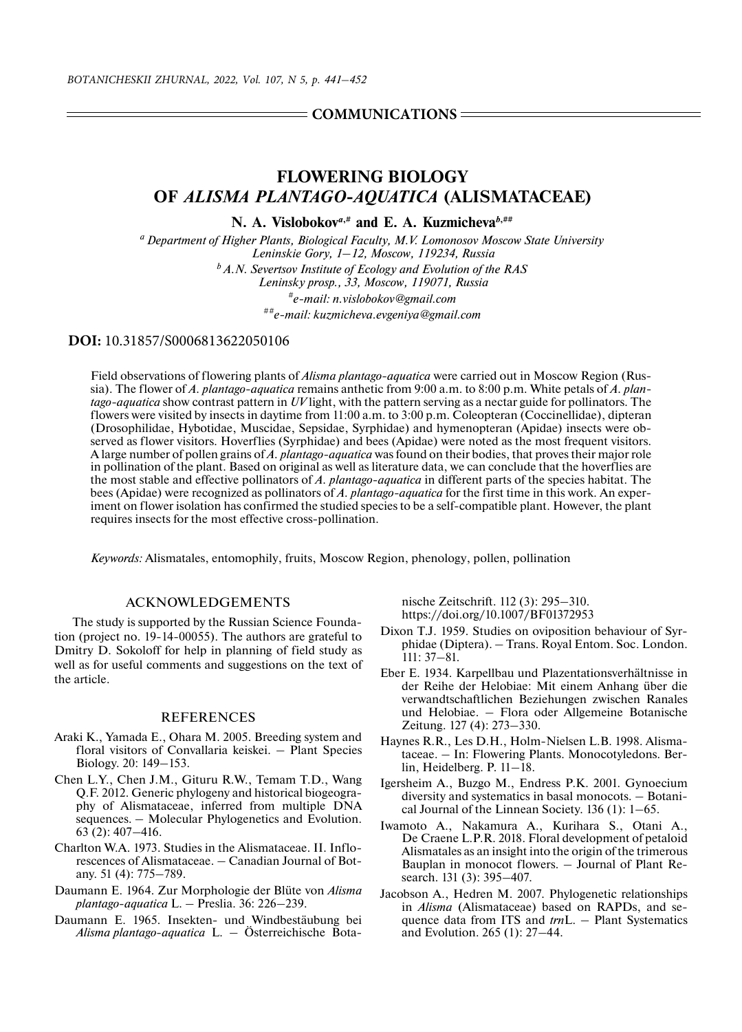COMMUNICATIONS

# FLOWERING BIOLOGY OF *ALISMA PLANTAGO-AQUATICA* (ALISMATACEAE)

**N. A. Vislobokov[a,#] and E. A. Kuzmicheva[b,##]**

[a] Department of Higher Plants, Biological Faculty, M.V. Lomonosov Moscow State University
Leninskie Gory, 1–12, Moscow, 119234, Russia

[b] A.N. Severtsov Institute of Ecology and Evolution of the RAS
Leninsky prosp., 33, Moscow, 119071, Russia

[#] e-mail: n.vislobokov@gmail.com

[##] e-mail: kuzmicheva.evgeniya@gmail.com

**DOI:** 10.31857/S0006813622050106

Field observations of flowering plants of *Alisma plantago-aquatica* were carried out in Moscow Region (Russia). The flower of *A. plantago-aquatica* remains anthetic from 9:00 a.m. to 8:00 p.m. White petals of *A. plantago-aquatica* show contrast pattern in *UV* light, with the pattern serving as a nectar guide for pollinators. The flowers were visited by insects in daytime from 11:00 a.m. to 3:00 p.m. Coleopteran (Coccinellidae), dipteran (Drosophilidae, Hybotidae, Muscidae, Sepsidae, Syrphidae) and hymenopteran (Apidae) insects were observed as flower visitors. Hoverflies (Syrphidae) and bees (Apidae) were noted as the most frequent visitors. A large number of pollen grains of *A. plantago-aquatica* was found on their bodies, that proves their major role in pollination of the plant. Based on original as well as literature data, we can conclude that the hoverflies are the most stable and effective pollinators of *A. plantago-aquatica* in different parts of the species habitat. The bees (Apidae) were recognized as pollinators of *A. plantago-aquatica* for the first time in this work. An experiment on flower isolation has confirmed the studied species to be a self-compatible plant. However, the plant requires insects for the most effective cross-pollination.

*Keywords:* Alismatales, entomophily, fruits, Moscow Region, phenology, pollen, pollination

## ACKNOWLEDGEMENTS

The study is supported by the Russian Science Foundation (project no. 19-14-00055). The authors are grateful to Dmitry D. Sokoloff for help in planning of field study as well as for useful comments and suggestions on the text of the article.

## REFERENCES

Araki K., Yamada E., Ohara M. 2005. Breeding system and floral visitors of Convallaria keiskei. – Plant Species Biology. 20: 149–153.

Chen L.Y., Chen J.M., Gituru R.W., Temam T.D., Wang Q.F. 2012. Generic phylogeny and historical biogeography of Alismataceae, inferred from multiple DNA sequences. – Molecular Phylogenetics and Evolution. 63 (2): 407–416.

Charlton W.A. 1973. Studies in the Alismataceae. II. Inflorescences of Alismataceae. – Canadian Journal of Botany. 51 (4): 775–789.

Daumann E. 1964. Zur Morphologie der Blüte von *Alisma plantago-aquatica* L. – Preslia. 36: 226–239.

Daumann E. 1965. Insekten- und Windbestäubung bei *Alisma plantago-aquatica* L. – Österreichische Botanische Zeitschrift. 112 (3): 295–310. https://doi.org/10.1007/BF01372953

Dixon T.J. 1959. Studies on oviposition behaviour of Syrphidae (Diptera). – Trans. Royal Entom. Soc. London. 111: 37–81.

Eber E. 1934. Karpellbau und Plazentationsverhältnisse in der Reihe der Helobiae: Mit einem Anhang über die verwandtschaftlichen Beziehungen zwischen Ranales und Helobiae. – Flora oder Allgemeine Botanische Zeitung. 127 (4): 273–330.

Haynes R.R., Les D.H., Holm-Nielsen L.B. 1998. Alismataceae. – In: Flowering Plants. Monocotyledons. Berlin, Heidelberg. P. 11–18.

Igersheim A., Buzgo M., Endress P.K. 2001. Gynoecium diversity and systematics in basal monocots. – Botanical Journal of the Linnean Society. 136 (1): 1–65.

Iwamoto A., Nakamura A., Kurihara S., Otani A., De Craene L.P.R. 2018. Floral development of petaloid Alismatales as an insight into the origin of the trimerous Bauplan in monocot flowers. – Journal of Plant Research. 131 (3): 395–407.

Jacobson A., Hedren M. 2007. Phylogenetic relationships in *Alisma* (Alismataceae) based on RAPDs, and sequence data from ITS and *trn*L. – Plant Systematics and Evolution. 265 (1): 27–44.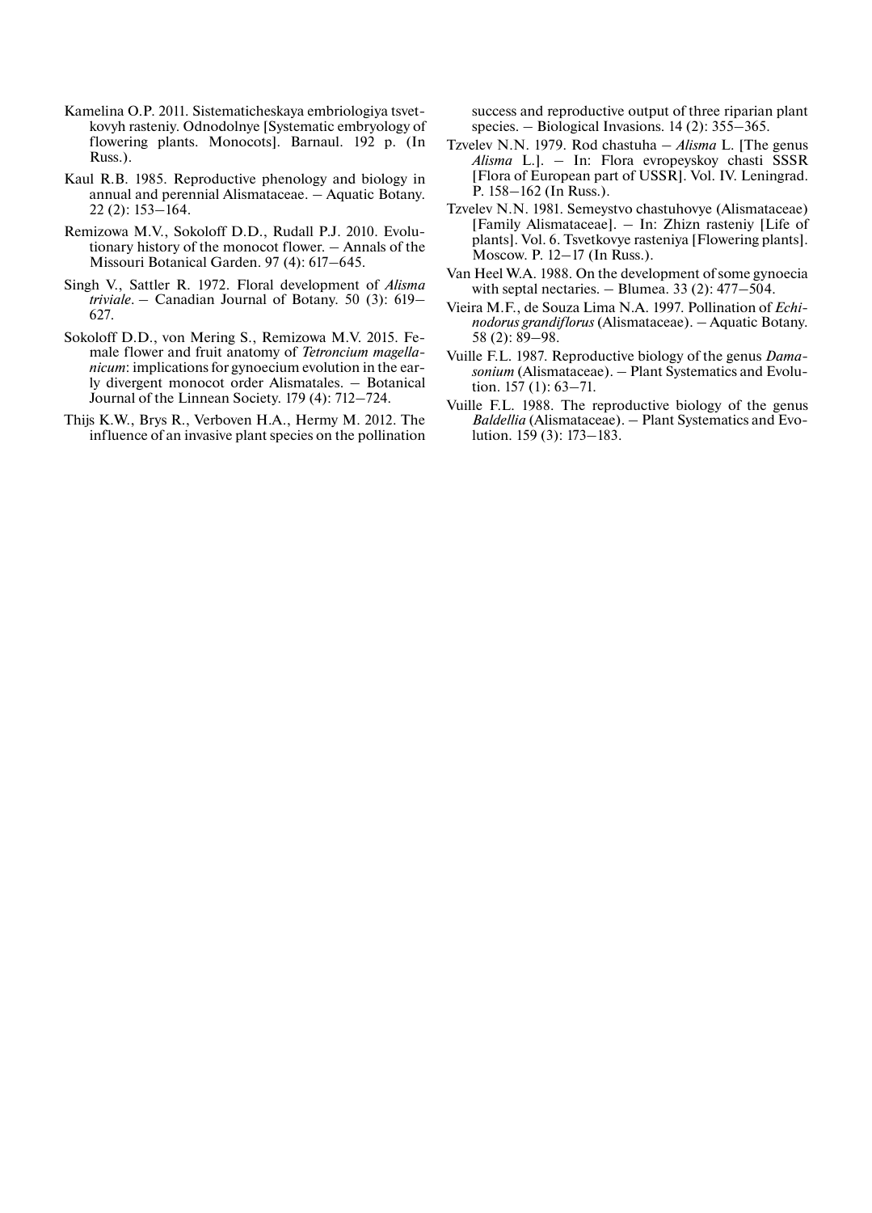Kamelina O.P. 2011. Sistematicheskaya embriologiya tsvetkovyh rasteniy. Odnodolnye [Systematic embryology of flowering plants. Monocots]. Barnaul. 192 p. (In Russ.).

Kaul R.B. 1985. Reproductive phenology and biology in annual and perennial Alismataceae. – Aquatic Botany. 22 (2): 153–164.

Remizowa M.V., Sokoloff D.D., Rudall P.J. 2010. Evolutionary history of the monocot flower. – Annals of the Missouri Botanical Garden. 97 (4): 617–645.

Singh V., Sattler R. 1972. Floral development of *Alisma triviale*. – Canadian Journal of Botany. 50 (3): 619–627.

Sokoloff D.D., von Mering S., Remizowa M.V. 2015. Female flower and fruit anatomy of *Tetroncium magellanicum*: implications for gynoecium evolution in the early divergent monocot order Alismatales. – Botanical Journal of the Linnean Society. 179 (4): 712–724.

Thijs K.W., Brys R., Verboven H.A., Hermy M. 2012. The influence of an invasive plant species on the pollination success and reproductive output of three riparian plant species. – Biological Invasions. 14 (2): 355–365.

Tzvelev N.N. 1979. Rod chastuha – *Alisma* L. [The genus *Alisma* L.]. – In: Flora evropeyskoy chasti SSSR [Flora of European part of USSR]. Vol. IV. Leningrad. P. 158–162 (In Russ.).

Tzvelev N.N. 1981. Semeystvo chastuhovye (Alismataceae) [Family Alismataceae]. – In: Zhizn rasteniy [Life of plants]. Vol. 6. Tsvetkovye rasteniya [Flowering plants]. Moscow. P. 12–17 (In Russ.).

Van Heel W.A. 1988. On the development of some gynoecia with septal nectaries. – Blumea. 33 (2): 477–504.

Vieira M.F., de Souza Lima N.A. 1997. Pollination of *Echinodorus grandiflorus* (Alismataceae). – Aquatic Botany. 58 (2): 89–98.

Vuille F.L. 1987. Reproductive biology of the genus *Damasonium* (Alismataceae). – Plant Systematics and Evolution. 157 (1): 63–71.

Vuille F.L. 1988. The reproductive biology of the genus *Baldellia* (Alismataceae). – Plant Systematics and Evolution. 159 (3): 173–183.